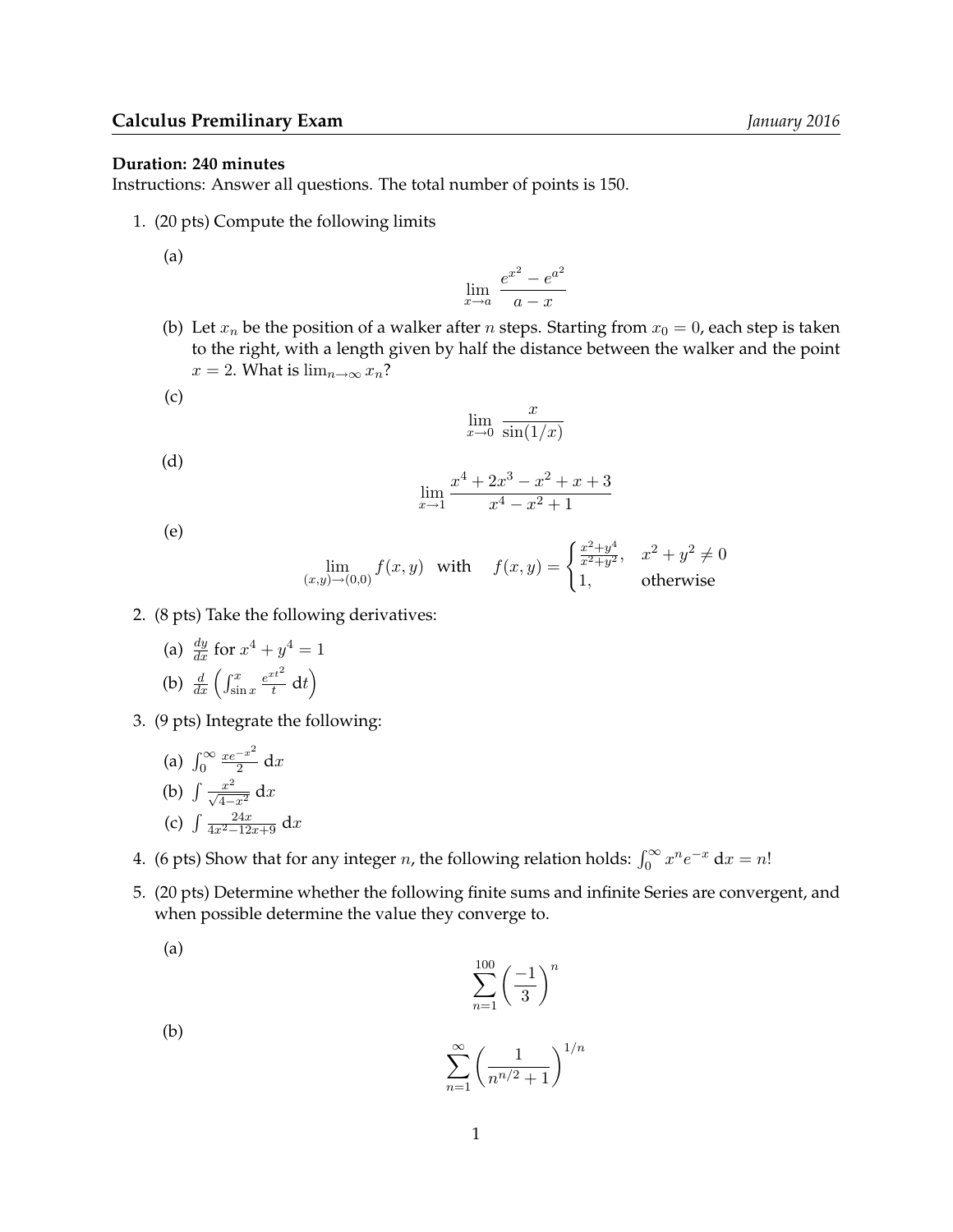**Calculus Premilinary Exam** *January 2016*

**Duration: 240 minutes**

Instructions: Answer all questions. The total number of points is 150.

1. (20 pts) Compute the following limits

   (a)
   $$\lim_{x \to a} \frac{e^{x^2} - e^{a^2}}{a - x}$$

   (b) Let $x_n$ be the position of a walker after $n$ steps. Starting from $x_0 = 0$, each step is taken to the right, with a length given by half the distance between the walker and the point $x = 2$. What is $\lim_{n\to\infty} x_n$?

   (c)
   $$\lim_{x \to 0} \frac{x}{\sin(1/x)}$$

   (d)
   $$\lim_{x \to 1} \frac{x^4 + 2x^3 - x^2 + x + 3}{x^4 - x^2 + 1}$$

   (e)
   $$\lim_{(x,y)\to(0,0)} f(x,y) \quad \text{with} \quad f(x,y) = \begin{cases} \frac{x^2+y^4}{x^2+y^2}, & x^2 + y^2 \neq 0 \\ 1, & \text{otherwise} \end{cases}$$

2. (8 pts) Take the following derivatives:

   (a) $\frac{dy}{dx}$ for $x^4 + y^4 = 1$

   (b) $\frac{d}{dx}\left(\int_{\sin x}^{x} \frac{e^{xt^2}}{t}\,\mathrm{d}t\right)$

3. (9 pts) Integrate the following:

   (a) $\int_0^\infty \frac{xe^{-x^2}}{2}\,\mathrm{d}x$

   (b) $\int \frac{x^2}{\sqrt{4-x^2}}\,\mathrm{d}x$

   (c) $\int \frac{24x}{4x^2-12x+9}\,\mathrm{d}x$

4. (6 pts) Show that for any integer $n$, the following relation holds: $\int_0^\infty x^n e^{-x}\,\mathrm{d}x = n!$

5. (20 pts) Determine whether the following finite sums and infinite Series are convergent, and when possible determine the value they converge to.

   (a)
   $$\sum_{n=1}^{100} \left(\frac{-1}{3}\right)^n$$

   (b)
   $$\sum_{n=1}^{\infty} \left(\frac{1}{n^{n/2}+1}\right)^{1/n}$$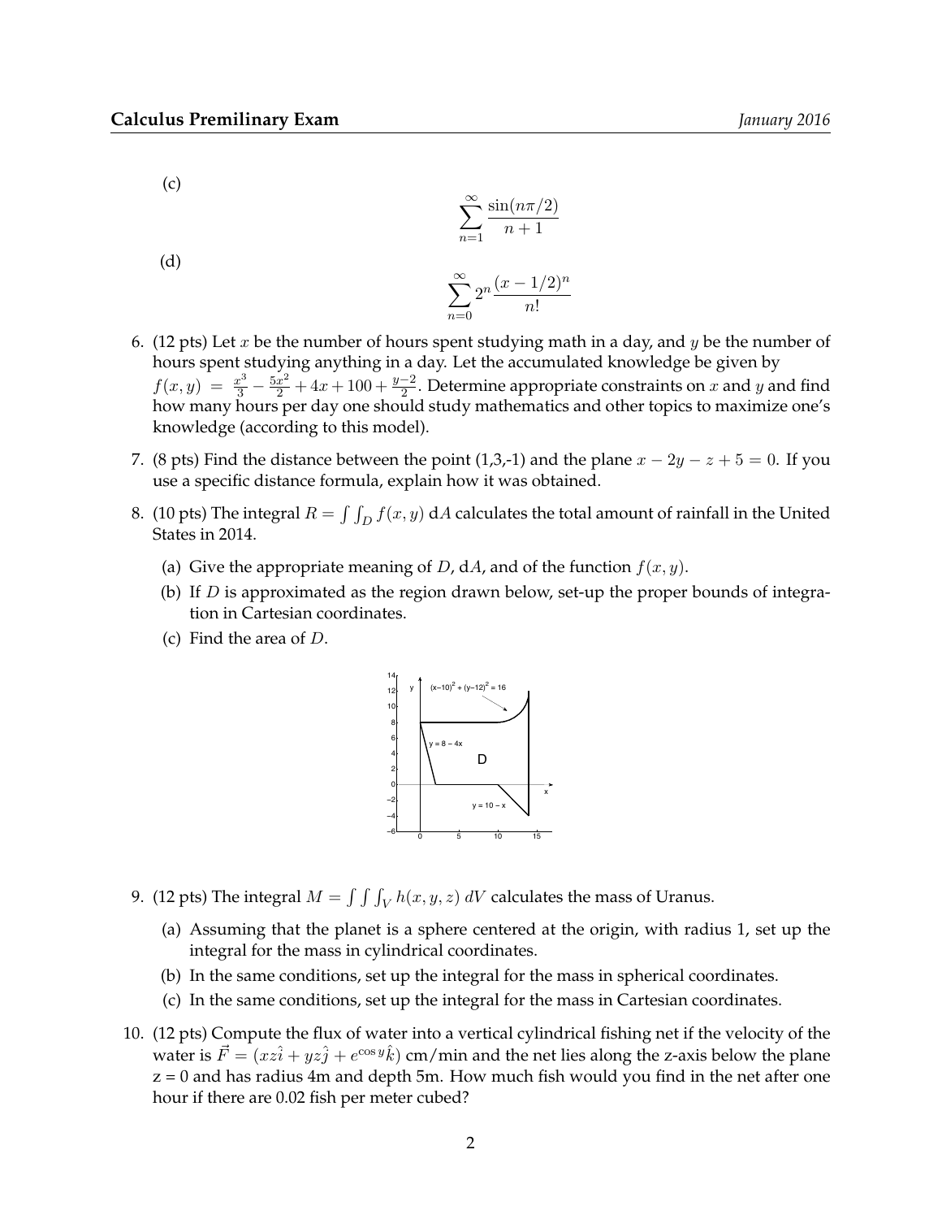(c)

$$\sum_{n=1}^{\infty} \frac{\sin(n\pi/2)}{n+1}$$

(d)

$$\sum_{n=0}^{\infty} 2^n \frac{(x-1/2)^n}{n!}$$

6. (12 pts) Let $x$ be the number of hours spent studying math in a day, and $y$ be the number of hours spent studying anything in a day. Let the accumulated knowledge be given by $f(x,y) = \frac{x^3}{3} - \frac{5x^2}{2} + 4x + 100 + \frac{y-2}{2}$. Determine appropriate constraints on $x$ and $y$ and find how many hours per day one should study mathematics and other topics to maximize one's knowledge (according to this model).

7. (8 pts) Find the distance between the point (1,3,-1) and the plane $x - 2y - z + 5 = 0$. If you use a specific distance formula, explain how it was obtained.

8. (10 pts) The integral $R = \int\int_D f(x,y)\, \mathrm{d}A$ calculates the total amount of rainfall in the United States in 2014.

   (a) Give the appropriate meaning of $D$, $\mathrm{d}A$, and of the function $f(x,y)$.

   (b) If $D$ is approximated as the region drawn below, set-up the proper bounds of integration in Cartesian coordinates.

   (c) Find the area of $D$.

9. (12 pts) The integral $M = \int\int\int_V h(x,y,z)\, dV$ calculates the mass of Uranus.

   (a) Assuming that the planet is a sphere centered at the origin, with radius 1, set up the integral for the mass in cylindrical coordinates.

   (b) In the same conditions, set up the integral for the mass in spherical coordinates.

   (c) In the same conditions, set up the integral for the mass in Cartesian coordinates.

10. (12 pts) Compute the flux of water into a vertical cylindrical fishing net if the velocity of the water is $\vec{F} = (xz\hat{i} + yz\hat{j} + e^{\cos y}\hat{k})$ cm/min and the net lies along the z-axis below the plane z = 0 and has radius 4m and depth 5m. How much fish would you find in the net after one hour if there are 0.02 fish per meter cubed?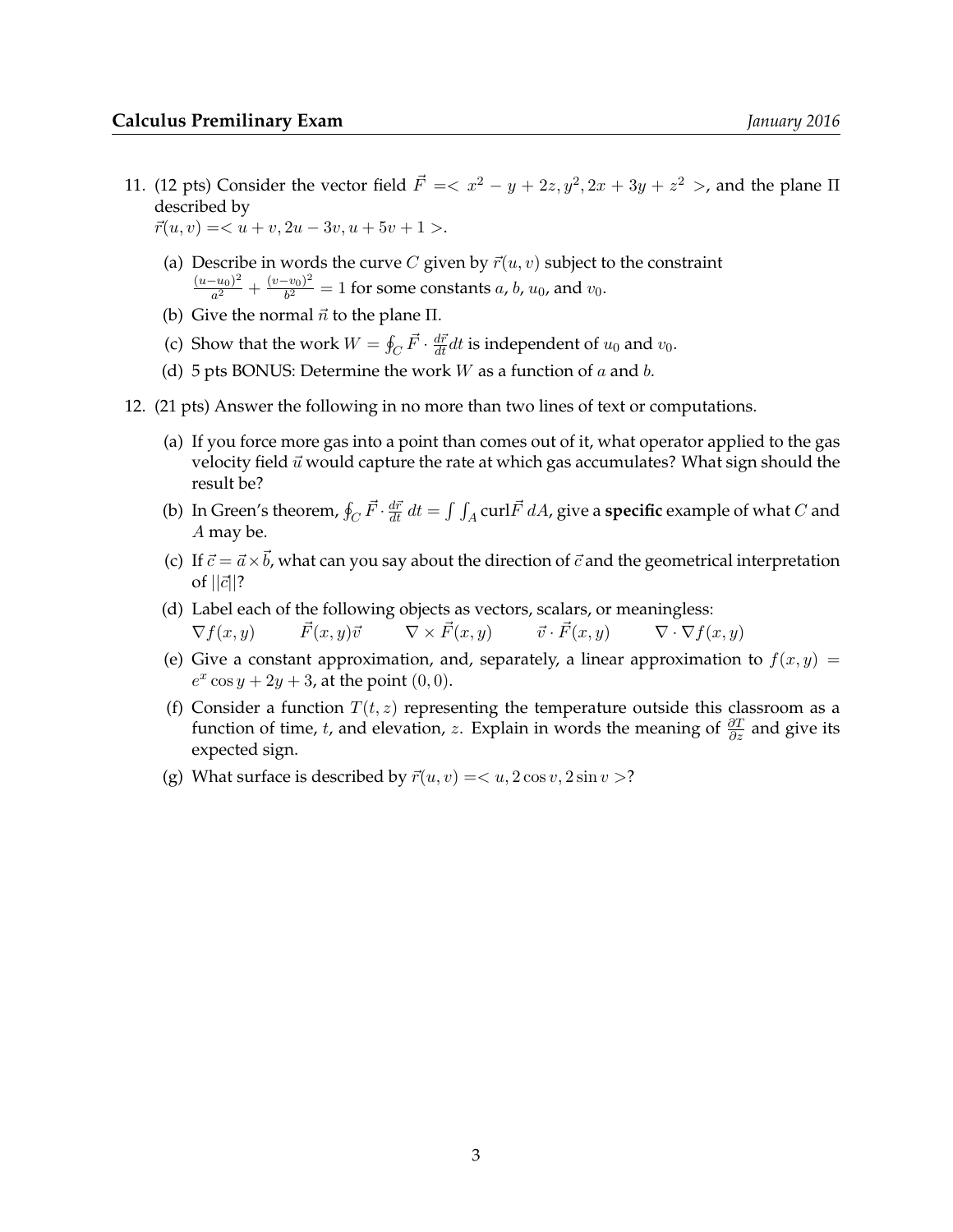11. (12 pts) Consider the vector field $\vec{F} =< x^2 - y + 2z, y^2, 2x + 3y + z^2 >$, and the plane $\Pi$ described by
$\vec{r}(u,v) =< u + v, 2u - 3v, u + 5v + 1 >$.

    (a) Describe in words the curve $C$ given by $\vec{r}(u,v)$ subject to the constraint $\frac{(u-u_0)^2}{a^2} + \frac{(v-v_0)^2}{b^2} = 1$ for some constants $a$, $b$, $u_0$, and $v_0$.

    (b) Give the normal $\vec{n}$ to the plane $\Pi$.

    (c) Show that the work $W = \oint_C \vec{F} \cdot \frac{d\vec{r}}{dt} dt$ is independent of $u_0$ and $v_0$.

    (d) 5 pts BONUS: Determine the work $W$ as a function of $a$ and $b$.

12. (21 pts) Answer the following in no more than two lines of text or computations.

    (a) If you force more gas into a point than comes out of it, what operator applied to the gas velocity field $\vec{u}$ would capture the rate at which gas accumulates? What sign should the result be?

    (b) In Green's theorem, $\oint_C \vec{F} \cdot \frac{d\vec{r}}{dt}\, dt = \int\int_A \text{curl}\vec{F}\, dA$, give a **specific** example of what $C$ and $A$ may be.

    (c) If $\vec{c} = \vec{a} \times \vec{b}$, what can you say about the direction of $\vec{c}$ and the geometrical interpretation of $||\vec{c}||$?

    (d) Label each of the following objects as vectors, scalars, or meaningless:
    $\nabla f(x,y) \qquad \vec{F}(x,y)\vec{v} \qquad \nabla \times \vec{F}(x,y) \qquad \vec{v} \cdot \vec{F}(x,y) \qquad \nabla \cdot \nabla f(x,y)$

    (e) Give a constant approximation, and, separately, a linear approximation to $f(x,y) = e^x \cos y + 2y + 3$, at the point $(0,0)$.

    (f) Consider a function $T(t,z)$ representing the temperature outside this classroom as a function of time, $t$, and elevation, $z$. Explain in words the meaning of $\frac{\partial T}{\partial z}$ and give its expected sign.

    (g) What surface is described by $\vec{r}(u,v) =< u, 2\cos v, 2\sin v >$?